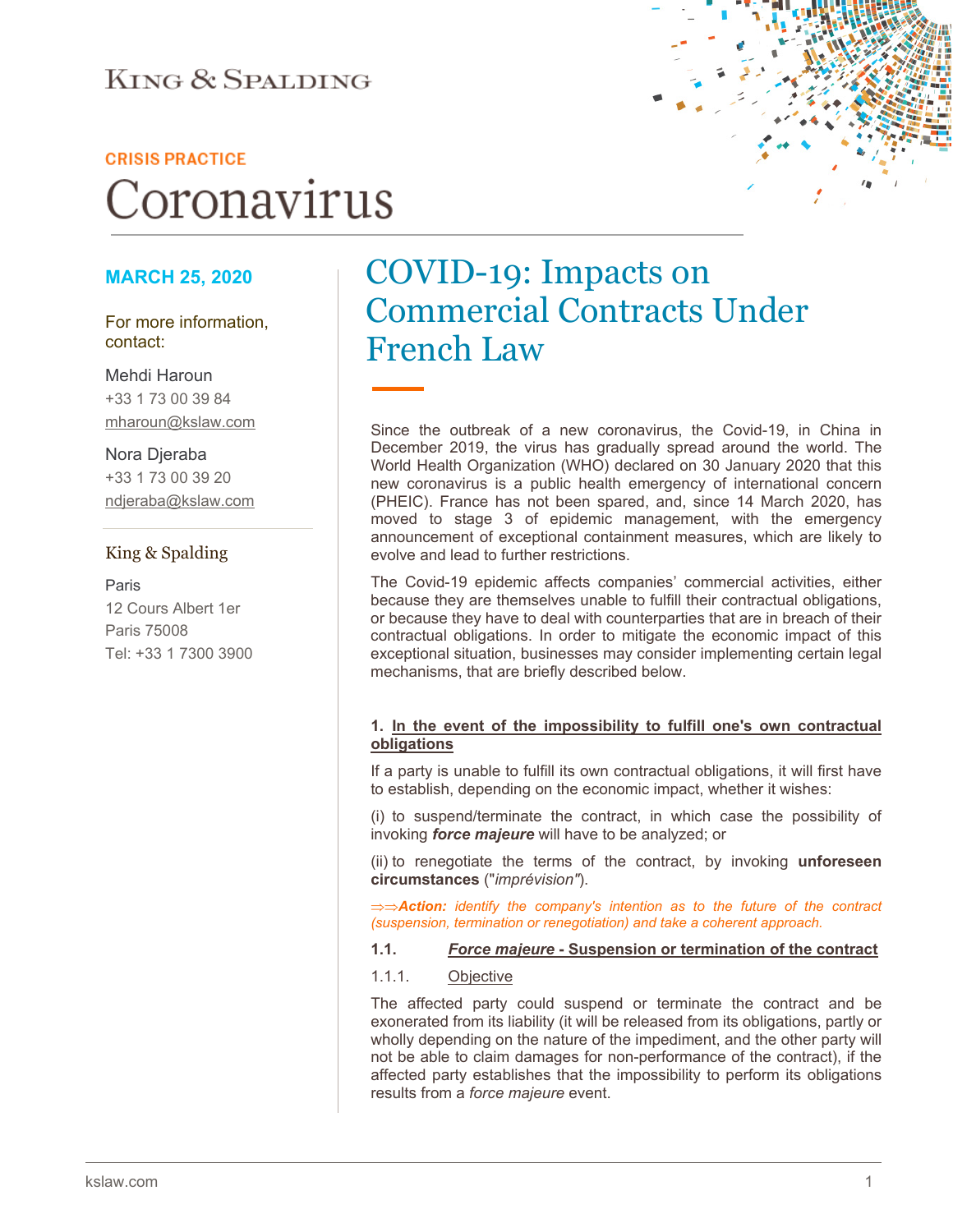KING & SPALDING

CRISIS PRACTICE

# Coronavirus

**MARCH 25, 2020**

For more information, contact:

Mehdi Haroun
+33 1 73 00 39 84
mharoun@kslaw.com

Nora Djeraba
+33 1 73 00 39 20
ndjeraba@kslaw.com

King & Spalding

Paris
12 Cours Albert 1er
Paris 75008
Tel: +33 1 7300 3900

## COVID-19: Impacts on Commercial Contracts Under French Law

Since the outbreak of a new coronavirus, the Covid-19, in China in December 2019, the virus has gradually spread around the world. The World Health Organization (WHO) declared on 30 January 2020 that this new coronavirus is a public health emergency of international concern (PHEIC). France has not been spared, and, since 14 March 2020, has moved to stage 3 of epidemic management, with the emergency announcement of exceptional containment measures, which are likely to evolve and lead to further restrictions.

The Covid-19 epidemic affects companies' commercial activities, either because they are themselves unable to fulfill their contractual obligations, or because they have to deal with counterparties that are in breach of their contractual obligations. In order to mitigate the economic impact of this exceptional situation, businesses may consider implementing certain legal mechanisms, that are briefly described below.

### 1. In the event of the impossibility to fulfill one's own contractual obligations

If a party is unable to fulfill its own contractual obligations, it will first have to establish, depending on the economic impact, whether it wishes:

(i) to suspend/terminate the contract, in which case the possibility of invoking ***force majeure*** will have to be analyzed; or

(ii) to renegotiate the terms of the contract, by invoking **unforeseen circumstances** ("*imprévision*").

*⇒⇒**Action:** identify the company's intention as to the future of the contract (suspension, termination or renegotiation) and take a coherent approach.*

#### 1.1. *Force majeure* - Suspension or termination of the contract

##### 1.1.1. Objective

The affected party could suspend or terminate the contract and be exonerated from its liability (it will be released from its obligations, partly or wholly depending on the nature of the impediment, and the other party will not be able to claim damages for non-performance of the contract), if the affected party establishes that the impossibility to perform its obligations results from a *force majeure* event.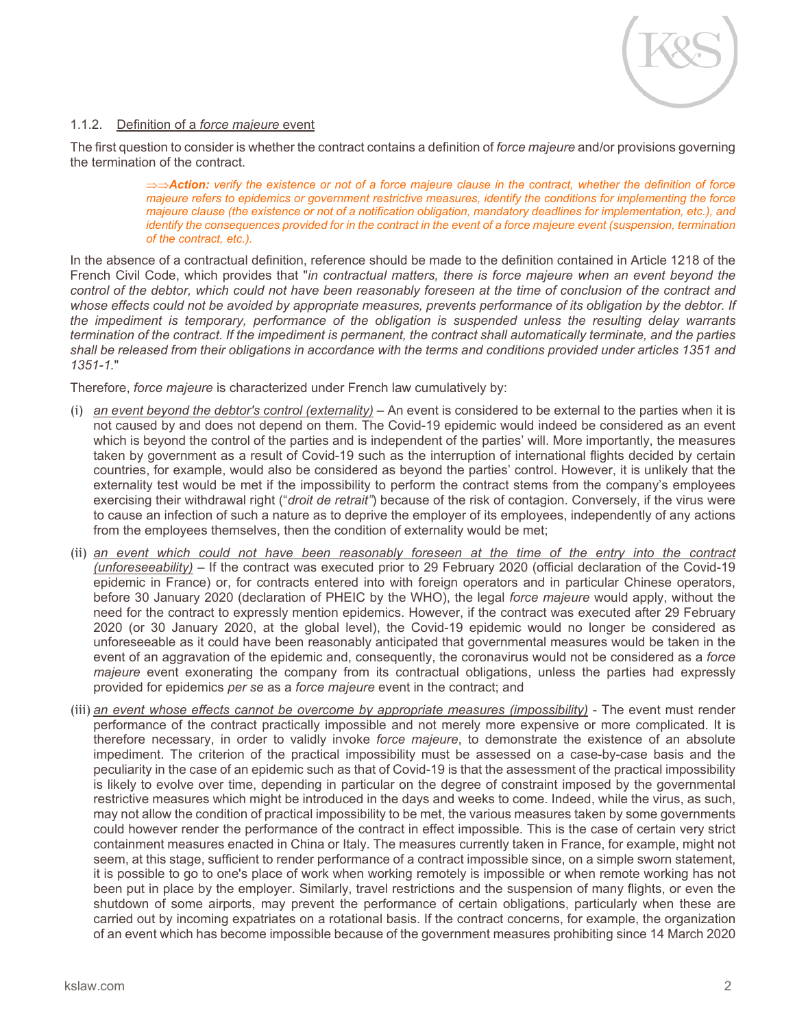### 1.1.2. Definition of a *force majeure* event

The first question to consider is whether the contract contains a definition of *force majeure* and/or provisions governing the termination of the contract.

> *⇒⇒**Action:** verify the existence or not of a force majeure clause in the contract, whether the definition of force majeure refers to epidemics or government restrictive measures, identify the conditions for implementing the force majeure clause (the existence or not of a notification obligation, mandatory deadlines for implementation, etc.), and identify the consequences provided for in the contract in the event of a force majeure event (suspension, termination of the contract, etc.).*

In the absence of a contractual definition, reference should be made to the definition contained in Article 1218 of the French Civil Code, which provides that "*in contractual matters, there is force majeure when an event beyond the control of the debtor, which could not have been reasonably foreseen at the time of conclusion of the contract and whose effects could not be avoided by appropriate measures, prevents performance of its obligation by the debtor. If the impediment is temporary, performance of the obligation is suspended unless the resulting delay warrants termination of the contract. If the impediment is permanent, the contract shall automatically terminate, and the parties shall be released from their obligations in accordance with the terms and conditions provided under articles 1351 and 1351-1.*"

Therefore, *force majeure* is characterized under French law cumulatively by:

(i) *an event beyond the debtor's control (externality)* – An event is considered to be external to the parties when it is not caused by and does not depend on them. The Covid-19 epidemic would indeed be considered as an event which is beyond the control of the parties and is independent of the parties' will. More importantly, the measures taken by government as a result of Covid-19 such as the interruption of international flights decided by certain countries, for example, would also be considered as beyond the parties' control. However, it is unlikely that the externality test would be met if the impossibility to perform the contract stems from the company's employees exercising their withdrawal right ("*droit de retrait"*) because of the risk of contagion. Conversely, if the virus were to cause an infection of such a nature as to deprive the employer of its employees, independently of any actions from the employees themselves, then the condition of externality would be met;

(ii) *an event which could not have been reasonably foreseen at the time of the entry into the contract (unforeseeability)* – If the contract was executed prior to 29 February 2020 (official declaration of the Covid-19 epidemic in France) or, for contracts entered into with foreign operators and in particular Chinese operators, before 30 January 2020 (declaration of PHEIC by the WHO), the legal *force majeure* would apply, without the need for the contract to expressly mention epidemics. However, if the contract was executed after 29 February 2020 (or 30 January 2020, at the global level), the Covid-19 epidemic would no longer be considered as unforeseeable as it could have been reasonably anticipated that governmental measures would be taken in the event of an aggravation of the epidemic and, consequently, the coronavirus would not be considered as a *force majeure* event exonerating the company from its contractual obligations, unless the parties had expressly provided for epidemics *per se* as a *force majeure* event in the contract; and

(iii) *an event whose effects cannot be overcome by appropriate measures (impossibility)* - The event must render performance of the contract practically impossible and not merely more expensive or more complicated. It is therefore necessary, in order to validly invoke *force majeure*, to demonstrate the existence of an absolute impediment. The criterion of the practical impossibility must be assessed on a case-by-case basis and the peculiarity in the case of an epidemic such as that of Covid-19 is that the assessment of the practical impossibility is likely to evolve over time, depending in particular on the degree of constraint imposed by the governmental restrictive measures which might be introduced in the days and weeks to come. Indeed, while the virus, as such, may not allow the condition of practical impossibility to be met, the various measures taken by some governments could however render the performance of the contract in effect impossible. This is the case of certain very strict containment measures enacted in China or Italy. The measures currently taken in France, for example, might not seem, at this stage, sufficient to render performance of a contract impossible since, on a simple sworn statement, it is possible to go to one's place of work when working remotely is impossible or when remote working has not been put in place by the employer. Similarly, travel restrictions and the suspension of many flights, or even the shutdown of some airports, may prevent the performance of certain obligations, particularly when these are carried out by incoming expatriates on a rotational basis. If the contract concerns, for example, the organization of an event which has become impossible because of the government measures prohibiting since 14 March 2020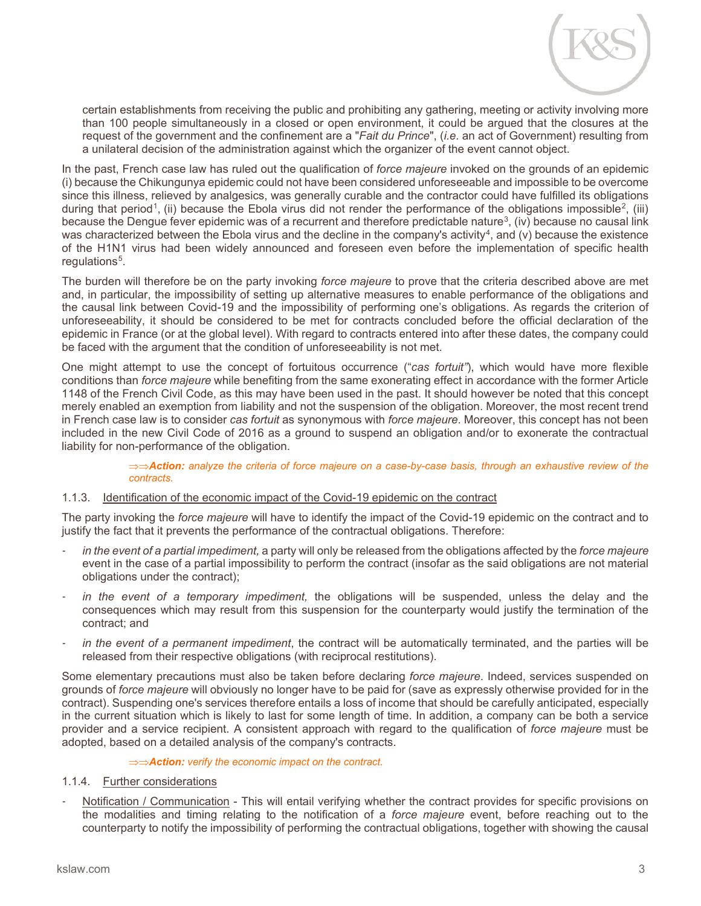certain establishments from receiving the public and prohibiting any gathering, meeting or activity involving more than 100 people simultaneously in a closed or open environment, it could be argued that the closures at the request of the government and the confinement are a "*Fait du Prince*", (*i.e.* an act of Government) resulting from a unilateral decision of the administration against which the organizer of the event cannot object.

In the past, French case law has ruled out the qualification of *force majeure* invoked on the grounds of an epidemic (i) because the Chikungunya epidemic could not have been considered unforeseeable and impossible to be overcome since this illness, relieved by analgesics, was generally curable and the contractor could have fulfilled its obligations during that period[1], (ii) because the Ebola virus did not render the performance of the obligations impossible[2], (iii) because the Dengue fever epidemic was of a recurrent and therefore predictable nature[3], (iv) because no causal link was characterized between the Ebola virus and the decline in the company's activity[4], and (v) because the existence of the H1N1 virus had been widely announced and foreseen even before the implementation of specific health regulations[5].

The burden will therefore be on the party invoking *force majeure* to prove that the criteria described above are met and, in particular, the impossibility of setting up alternative measures to enable performance of the obligations and the causal link between Covid-19 and the impossibility of performing one's obligations. As regards the criterion of unforeseeability, it should be considered to be met for contracts concluded before the official declaration of the epidemic in France (or at the global level). With regard to contracts entered into after these dates, the company could be faced with the argument that the condition of unforeseeability is not met.

One might attempt to use the concept of fortuitous occurrence ("*cas fortuit*"), which would have more flexible conditions than *force majeure* while benefiting from the same exonerating effect in accordance with the former Article 1148 of the French Civil Code, as this may have been used in the past. It should however be noted that this concept merely enabled an exemption from liability and not the suspension of the obligation. Moreover, the most recent trend in French case law is to consider *cas fortuit* as synonymous with *force majeure*. Moreover, this concept has not been included in the new Civil Code of 2016 as a ground to suspend an obligation and/or to exonerate the contractual liability for non-performance of the obligation.

> ⇒⇒***Action:*** *analyze the criteria of force majeure on a case-by-case basis, through an exhaustive review of the contracts.*

#### 1.1.3. Identification of the economic impact of the Covid-19 epidemic on the contract

The party invoking the *force majeure* will have to identify the impact of the Covid-19 epidemic on the contract and to justify the fact that it prevents the performance of the contractual obligations. Therefore:

- *in the event of a partial impediment,* a party will only be released from the obligations affected by the *force majeure* event in the case of a partial impossibility to perform the contract (insofar as the said obligations are not material obligations under the contract);
- *in the event of a temporary impediment,* the obligations will be suspended, unless the delay and the consequences which may result from this suspension for the counterparty would justify the termination of the contract; and
- *in the event of a permanent impediment*, the contract will be automatically terminated, and the parties will be released from their respective obligations (with reciprocal restitutions).

Some elementary precautions must also be taken before declaring *force majeure*. Indeed, services suspended on grounds of *force majeure* will obviously no longer have to be paid for (save as expressly otherwise provided for in the contract). Suspending one's services therefore entails a loss of income that should be carefully anticipated, especially in the current situation which is likely to last for some length of time. In addition, a company can be both a service provider and a service recipient. A consistent approach with regard to the qualification of *force majeure* must be adopted, based on a detailed analysis of the company's contracts.

> ⇒⇒***Action:*** *verify the economic impact on the contract.*

#### 1.1.4. Further considerations

- Notification / Communication - This will entail verifying whether the contract provides for specific provisions on the modalities and timing relating to the notification of a *force majeure* event, before reaching out to the counterparty to notify the impossibility of performing the contractual obligations, together with showing the causal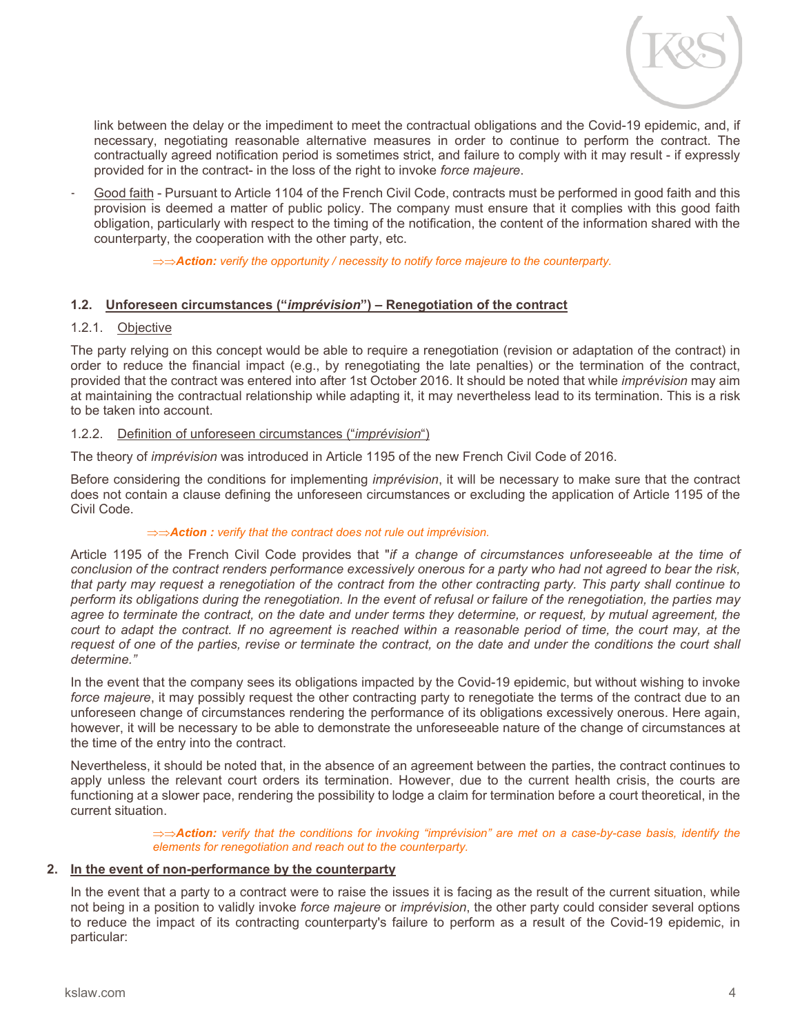link between the delay or the impediment to meet the contractual obligations and the Covid-19 epidemic, and, if necessary, negotiating reasonable alternative measures in order to continue to perform the contract. The contractually agreed notification period is sometimes strict, and failure to comply with it may result - if expressly provided for in the contract- in the loss of the right to invoke *force majeure*.

- Good faith - Pursuant to Article 1104 of the French Civil Code, contracts must be performed in good faith and this provision is deemed a matter of public policy. The company must ensure that it complies with this good faith obligation, particularly with respect to the timing of the notification, the content of the information shared with the counterparty, the cooperation with the other party, etc.

> ⇒⇒***Action:*** *verify the opportunity / necessity to notify force majeure to the counterparty.*

### 1.2. Unforeseen circumstances ("*imprévision*") – Renegotiation of the contract

#### 1.2.1. Objective

The party relying on this concept would be able to require a renegotiation (revision or adaptation of the contract) in order to reduce the financial impact (e.g., by renegotiating the late penalties) or the termination of the contract, provided that the contract was entered into after 1st October 2016. It should be noted that while *imprévision* may aim at maintaining the contractual relationship while adapting it, it may nevertheless lead to its termination. This is a risk to be taken into account.

#### 1.2.2. Definition of unforeseen circumstances ("*imprévision*")

The theory of *imprévision* was introduced in Article 1195 of the new French Civil Code of 2016.

Before considering the conditions for implementing *imprévision*, it will be necessary to make sure that the contract does not contain a clause defining the unforeseen circumstances or excluding the application of Article 1195 of the Civil Code.

> ⇒⇒***Action :*** *verify that the contract does not rule out imprévision.*

Article 1195 of the French Civil Code provides that "*if a change of circumstances unforeseeable at the time of conclusion of the contract renders performance excessively onerous for a party who had not agreed to bear the risk, that party may request a renegotiation of the contract from the other contracting party. This party shall continue to perform its obligations during the renegotiation. In the event of refusal or failure of the renegotiation, the parties may agree to terminate the contract, on the date and under terms they determine, or request, by mutual agreement, the court to adapt the contract. If no agreement is reached within a reasonable period of time, the court may, at the request of one of the parties, revise or terminate the contract, on the date and under the conditions the court shall determine."*

In the event that the company sees its obligations impacted by the Covid-19 epidemic, but without wishing to invoke *force majeure*, it may possibly request the other contracting party to renegotiate the terms of the contract due to an unforeseen change of circumstances rendering the performance of its obligations excessively onerous. Here again, however, it will be necessary to be able to demonstrate the unforeseeable nature of the change of circumstances at the time of the entry into the contract.

Nevertheless, it should be noted that, in the absence of an agreement between the parties, the contract continues to apply unless the relevant court orders its termination. However, due to the current health crisis, the courts are functioning at a slower pace, rendering the possibility to lodge a claim for termination before a court theoretical, in the current situation.

> ⇒⇒***Action:*** *verify that the conditions for invoking "imprévision" are met on a case-by-case basis, identify the elements for renegotiation and reach out to the counterparty.*

## 2. In the event of non-performance by the counterparty

In the event that a party to a contract were to raise the issues it is facing as the result of the current situation, while not being in a position to validly invoke *force majeure* or *imprévision*, the other party could consider several options to reduce the impact of its contracting counterparty's failure to perform as a result of the Covid-19 epidemic, in particular: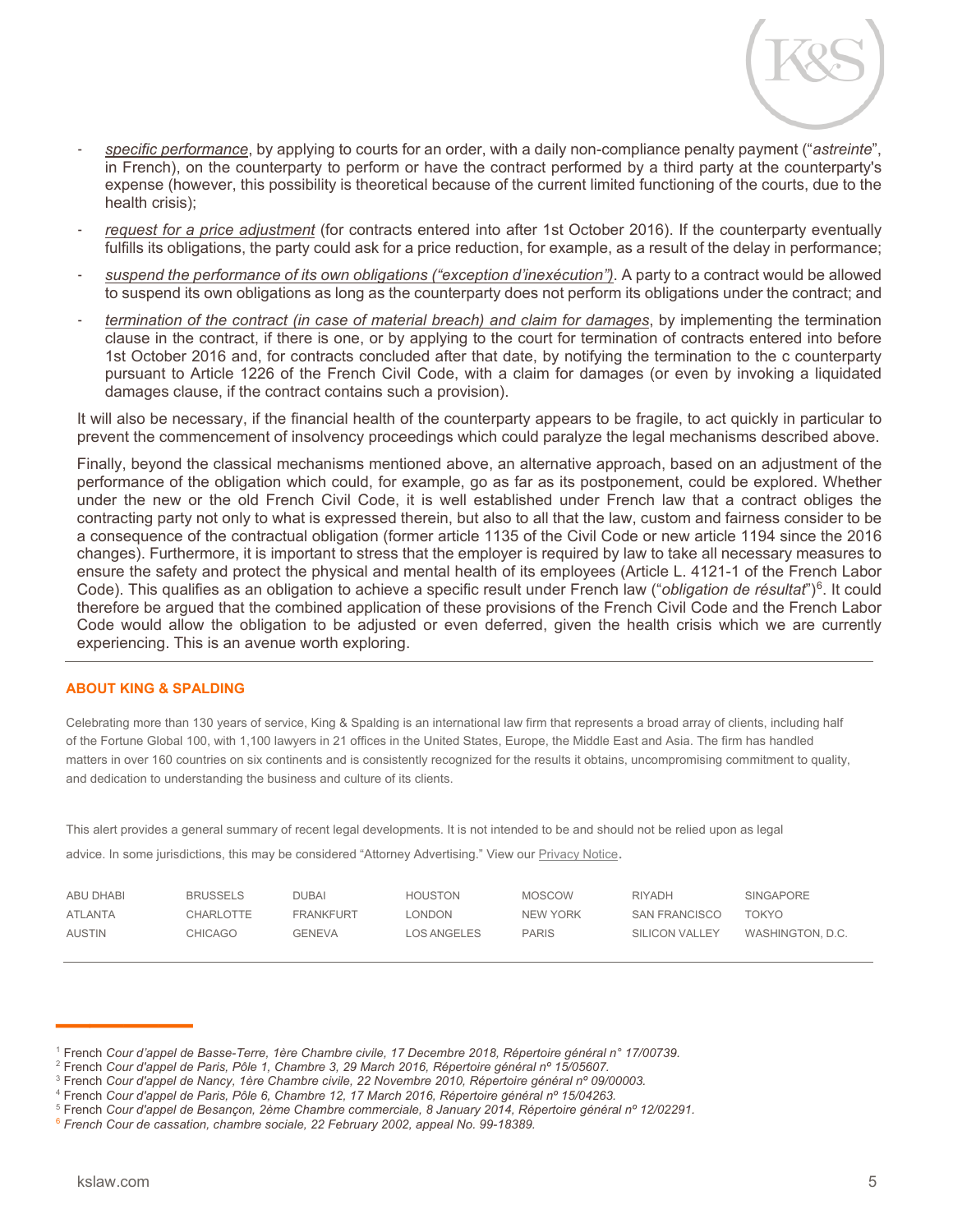- *specific performance*, by applying to courts for an order, with a daily non-compliance penalty payment ("*astreinte*", in French), on the counterparty to perform or have the contract performed by a third party at the counterparty's expense (however, this possibility is theoretical because of the current limited functioning of the courts, due to the health crisis);
- *request for a price adjustment* (for contracts entered into after 1st October 2016). If the counterparty eventually fulfills its obligations, the party could ask for a price reduction, for example, as a result of the delay in performance;
- *suspend the performance of its own obligations ("exception d'inexécution")*. A party to a contract would be allowed to suspend its own obligations as long as the counterparty does not perform its obligations under the contract; and
- *termination of the contract (in case of material breach) and claim for damages*, by implementing the termination clause in the contract, if there is one, or by applying to the court for termination of contracts entered into before 1st October 2016 and, for contracts concluded after that date, by notifying the termination to the c counterparty pursuant to Article 1226 of the French Civil Code, with a claim for damages (or even by invoking a liquidated damages clause, if the contract contains such a provision).

It will also be necessary, if the financial health of the counterparty appears to be fragile, to act quickly in particular to prevent the commencement of insolvency proceedings which could paralyze the legal mechanisms described above.

Finally, beyond the classical mechanisms mentioned above, an alternative approach, based on an adjustment of the performance of the obligation which could, for example, go as far as its postponement, could be explored. Whether under the new or the old French Civil Code, it is well established under French law that a contract obliges the contracting party not only to what is expressed therein, but also to all that the law, custom and fairness consider to be a consequence of the contractual obligation (former article 1135 of the Civil Code or new article 1194 since the 2016 changes). Furthermore, it is important to stress that the employer is required by law to take all necessary measures to ensure the safety and protect the physical and mental health of its employees (Article L. 4121-1 of the French Labor Code). This qualifies as an obligation to achieve a specific result under French law ("*obligation de résultat*")[6]. It could therefore be argued that the combined application of these provisions of the French Civil Code and the French Labor Code would allow the obligation to be adjusted or even deferred, given the health crisis which we are currently experiencing. This is an avenue worth exploring.

---

**ABOUT KING & SPALDING**

Celebrating more than 130 years of service, King & Spalding is an international law firm that represents a broad array of clients, including half of the Fortune Global 100, with 1,100 lawyers in 21 offices in the United States, Europe, the Middle East and Asia. The firm has handled matters in over 160 countries on six continents and is consistently recognized for the results it obtains, uncompromising commitment to quality, and dedication to understanding the business and culture of its clients.

This alert provides a general summary of recent legal developments. It is not intended to be and should not be relied upon as legal advice. In some jurisdictions, this may be considered "Attorney Advertising." View our Privacy Notice.

| | | | | | | |
|---|---|---|---|---|---|---|
| ABU DHABI | BRUSSELS | DUBAI | HOUSTON | MOSCOW | RIYADH | SINGAPORE |
| ATLANTA | CHARLOTTE | FRANKFURT | LONDON | NEW YORK | SAN FRANCISCO | TOKYO |
| AUSTIN | CHICAGO | GENEVA | LOS ANGELES | PARIS | SILICON VALLEY | WASHINGTON, D.C. |

---

[1] French *Cour d'appel de Basse-Terre, 1ère Chambre civile, 17 Decembre 2018, Répertoire général n° 17/00739.*
[2] French *Cour d'appel de Paris, Pôle 1, Chambre 3, 29 March 2016, Répertoire général nº 15/05607.*
[3] French *Cour d'appel de Nancy, 1ère Chambre civile, 22 Novembre 2010, Répertoire général nº 09/00003.*
[4] French *Cour d'appel de Paris, Pôle 6, Chambre 12, 17 March 2016, Répertoire général nº 15/04263.*
[5] French *Cour d'appel de Besançon, 2ème Chambre commerciale, 8 January 2014, Répertoire général nº 12/02291.*
[6] *French Cour de cassation, chambre sociale, 22 February 2002, appeal No. 99-18389.*